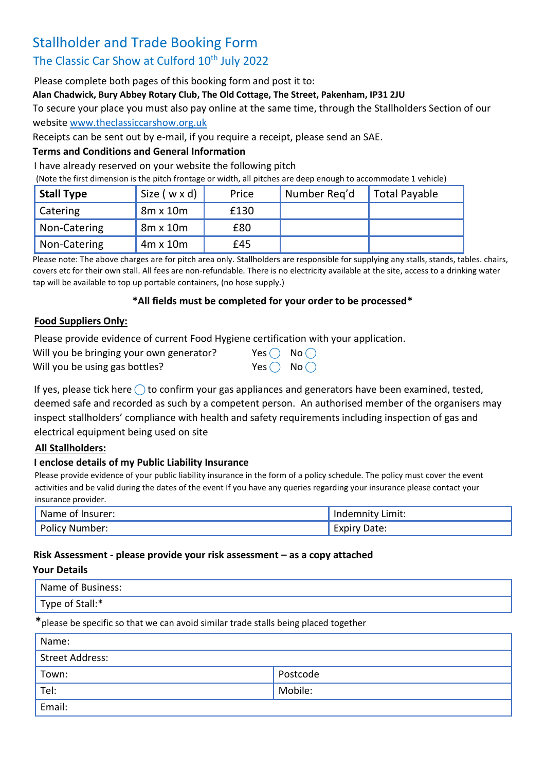# Stallholder and Trade Booking Form

## The Classic Car Show at Culford 10th July 2022

Please complete both pages of this booking form and post it to:

**Alan Chadwick, Bury Abbey Rotary Club, The Old Cottage, The Street, Pakenham, IP31 2JU**

To secure your place you must also pay online at the same time, through the Stallholders Section of our website www.theclassiccarshow.org.uk

Receipts can be sent out by e-mail, if you require a receipt, please send an SAE.

**Terms and Conditions and General Information**

I have already reserved on your website the following pitch

(Note the first dimension is the pitch frontage or width, all pitches are deep enough to accommodate 1 vehicle)

| **Stall Type** | Size ( w x d) | Price | Number Req'd | Total Payable |
|---|---|---|---|---|
| Catering | 8m x 10m | £130 | | |
| Non-Catering | 8m x 10m | £80 | | |
| Non-Catering | 4m x 10m | £45 | | |

Please note: The above charges are for pitch area only. Stallholders are responsible for supplying any stalls, stands, tables. chairs, covers etc for their own stall. All fees are non-refundable. There is no electricity available at the site, access to a drinking water tap will be available to top up portable containers, (no hose supply.)

**\*All fields must be completed for your order to be processed\***

**Food Suppliers Only:**

Please provide evidence of current Food Hygiene certification with your application.

Will you be bringing your own generator? Yes ◯ No ◯

Will you be using gas bottles? Yes ◯ No ◯

If yes, please tick here ◯ to confirm your gas appliances and generators have been examined, tested, deemed safe and recorded as such by a competent person. An authorised member of the organisers may inspect stallholders' compliance with health and safety requirements including inspection of gas and electrical equipment being used on site

**All Stallholders:**

**I enclose details of my Public Liability Insurance**

Please provide evidence of your public liability insurance in the form of a policy schedule. The policy must cover the event activities and be valid during the dates of the event If you have any queries regarding your insurance please contact your insurance provider.

| Name of Insurer: | Indemnity Limit: |
|---|---|
| Policy Number: | Expiry Date: |

**Risk Assessment - please provide your risk assessment – as a copy attached**

**Your Details**

| Name of Business: |
|---|
| Type of Stall:* |

*please be specific so that we can avoid similar trade stalls being placed together

| Name: | |
|---|---|
| Street Address: | |
| Town: | Postcode |
| Tel: | Mobile: |
| Email: | |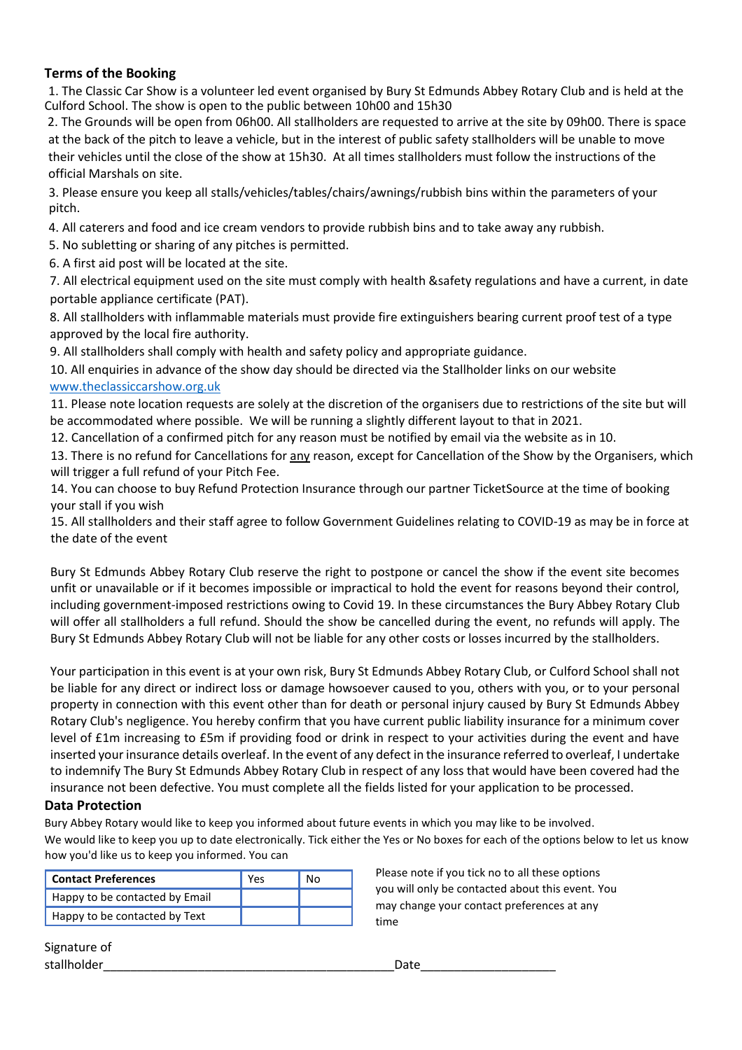## Terms of the Booking

1. The Classic Car Show is a volunteer led event organised by Bury St Edmunds Abbey Rotary Club and is held at the Culford School. The show is open to the public between 10h00 and 15h30
2. The Grounds will be open from 06h00. All stallholders are requested to arrive at the site by 09h00. There is space at the back of the pitch to leave a vehicle, but in the interest of public safety stallholders will be unable to move their vehicles until the close of the show at 15h30. At all times stallholders must follow the instructions of the official Marshals on site.
3. Please ensure you keep all stalls/vehicles/tables/chairs/awnings/rubbish bins within the parameters of your pitch.
4. All caterers and food and ice cream vendors to provide rubbish bins and to take away any rubbish.
5. No subletting or sharing of any pitches is permitted.
6. A first aid post will be located at the site.
7. All electrical equipment used on the site must comply with health &safety regulations and have a current, in date portable appliance certificate (PAT).
8. All stallholders with inflammable materials must provide fire extinguishers bearing current proof test of a type approved by the local fire authority.
9. All stallholders shall comply with health and safety policy and appropriate guidance.
10. All enquiries in advance of the show day should be directed via the Stallholder links on our website [www.theclassiccarshow.org.uk](http://www.theclassiccarshow.org.uk)
11. Please note location requests are solely at the discretion of the organisers due to restrictions of the site but will be accommodated where possible. We will be running a slightly different layout to that in 2021.
12. Cancellation of a confirmed pitch for any reason must be notified by email via the website as in 10.
13. There is no refund for Cancellations for <u>any</u> reason, except for Cancellation of the Show by the Organisers, which will trigger a full refund of your Pitch Fee.
14. You can choose to buy Refund Protection Insurance through our partner TicketSource at the time of booking your stall if you wish
15. All stallholders and their staff agree to follow Government Guidelines relating to COVID-19 as may be in force at the date of the event

Bury St Edmunds Abbey Rotary Club reserve the right to postpone or cancel the show if the event site becomes unfit or unavailable or if it becomes impossible or impractical to hold the event for reasons beyond their control, including government-imposed restrictions owing to Covid 19. In these circumstances the Bury Abbey Rotary Club will offer all stallholders a full refund. Should the show be cancelled during the event, no refunds will apply. The Bury St Edmunds Abbey Rotary Club will not be liable for any other costs or losses incurred by the stallholders.

Your participation in this event is at your own risk, Bury St Edmunds Abbey Rotary Club, or Culford School shall not be liable for any direct or indirect loss or damage howsoever caused to you, others with you, or to your personal property in connection with this event other than for death or personal injury caused by Bury St Edmunds Abbey Rotary Club's negligence. You hereby confirm that you have current public liability insurance for a minimum cover level of £1m increasing to £5m if providing food or drink in respect to your activities during the event and have inserted your insurance details overleaf. In the event of any defect in the insurance referred to overleaf, I undertake to indemnify The Bury St Edmunds Abbey Rotary Club in respect of any loss that would have been covered had the insurance not been defective. You must complete all the fields listed for your application to be processed.

## Data Protection

Bury Abbey Rotary would like to keep you informed about future events in which you may like to be involved.

We would like to keep you up to date electronically. Tick either the Yes or No boxes for each of the options below to let us know how you'd like us to keep you informed. You can

| **Contact Preferences** | Yes | No |
|---|---|---|
| Happy to be contacted by Email | | |
| Happy to be contacted by Text | | |

Please note if you tick no to all these options you will only be contacted about this event. You may change your contact preferences at any time

Signature of stallholder\_\_\_\_\_\_\_\_\_\_\_\_\_\_\_\_\_\_\_\_\_\_\_\_\_\_\_\_\_\_\_\_\_\_\_\_\_\_\_\_\_\_Date\_\_\_\_\_\_\_\_\_\_\_\_\_\_\_\_\_\_\_\_